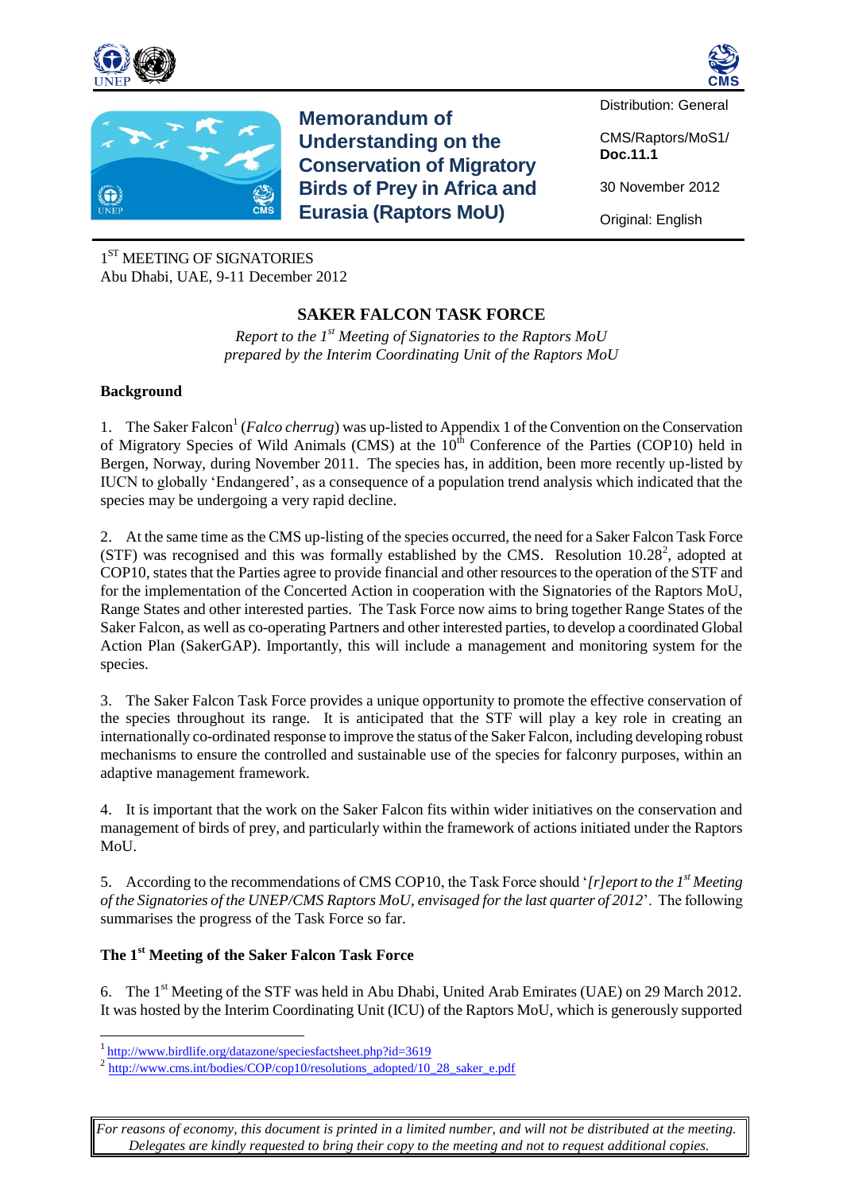# Memorandum of Understanding on the Conservation of Migratory Birds of Prey in Africa and Eurasia (Raptors MoU)

Distribution: General

CMS/Raptors/MoS1/ **Doc.11.1**

30 November 2012

Original: English

1[ST] MEETING OF SIGNATORIES
Abu Dhabi, UAE, 9-11 December 2012

## SAKER FALCON TASK FORCE

*Report to the 1[st] Meeting of Signatories to the Raptors MoU prepared by the Interim Coordinating Unit of the Raptors MoU*

### Background

1. The Saker Falcon[1] (*Falco cherrug*) was up-listed to Appendix 1 of the Convention on the Conservation of Migratory Species of Wild Animals (CMS) at the 10[th] Conference of the Parties (COP10) held in Bergen, Norway, during November 2011. The species has, in addition, been more recently up-listed by IUCN to globally 'Endangered', as a consequence of a population trend analysis which indicated that the species may be undergoing a very rapid decline.

2. At the same time as the CMS up-listing of the species occurred, the need for a Saker Falcon Task Force (STF) was recognised and this was formally established by the CMS. Resolution 10.28[2], adopted at COP10, states that the Parties agree to provide financial and other resources to the operation of the STF and for the implementation of the Concerted Action in cooperation with the Signatories of the Raptors MoU, Range States and other interested parties. The Task Force now aims to bring together Range States of the Saker Falcon, as well as co-operating Partners and other interested parties, to develop a coordinated Global Action Plan (SakerGAP). Importantly, this will include a management and monitoring system for the species.

3. The Saker Falcon Task Force provides a unique opportunity to promote the effective conservation of the species throughout its range. It is anticipated that the STF will play a key role in creating an internationally co-ordinated response to improve the status of the Saker Falcon, including developing robust mechanisms to ensure the controlled and sustainable use of the species for falconry purposes, within an adaptive management framework.

4. It is important that the work on the Saker Falcon fits within wider initiatives on the conservation and management of birds of prey, and particularly within the framework of actions initiated under the Raptors MoU.

5. According to the recommendations of CMS COP10, the Task Force should '*[r]eport to the 1[st] Meeting of the Signatories of the UNEP/CMS Raptors MoU, envisaged for the last quarter of 2012*'. The following summarises the progress of the Task Force so far.

### The 1[st] Meeting of the Saker Falcon Task Force

6. The 1[st] Meeting of the STF was held in Abu Dhabi, United Arab Emirates (UAE) on 29 March 2012. It was hosted by the Interim Coordinating Unit (ICU) of the Raptors MoU, which is generously supported

---

[1] http://www.birdlife.org/datazone/speciesfactsheet.php?id=3619

[2] http://www.cms.int/bodies/COP/cop10/resolutions_adopted/10_28_saker_e.pdf

*For reasons of economy, this document is printed in a limited number, and will not be distributed at the meeting. Delegates are kindly requested to bring their copy to the meeting and not to request additional copies.*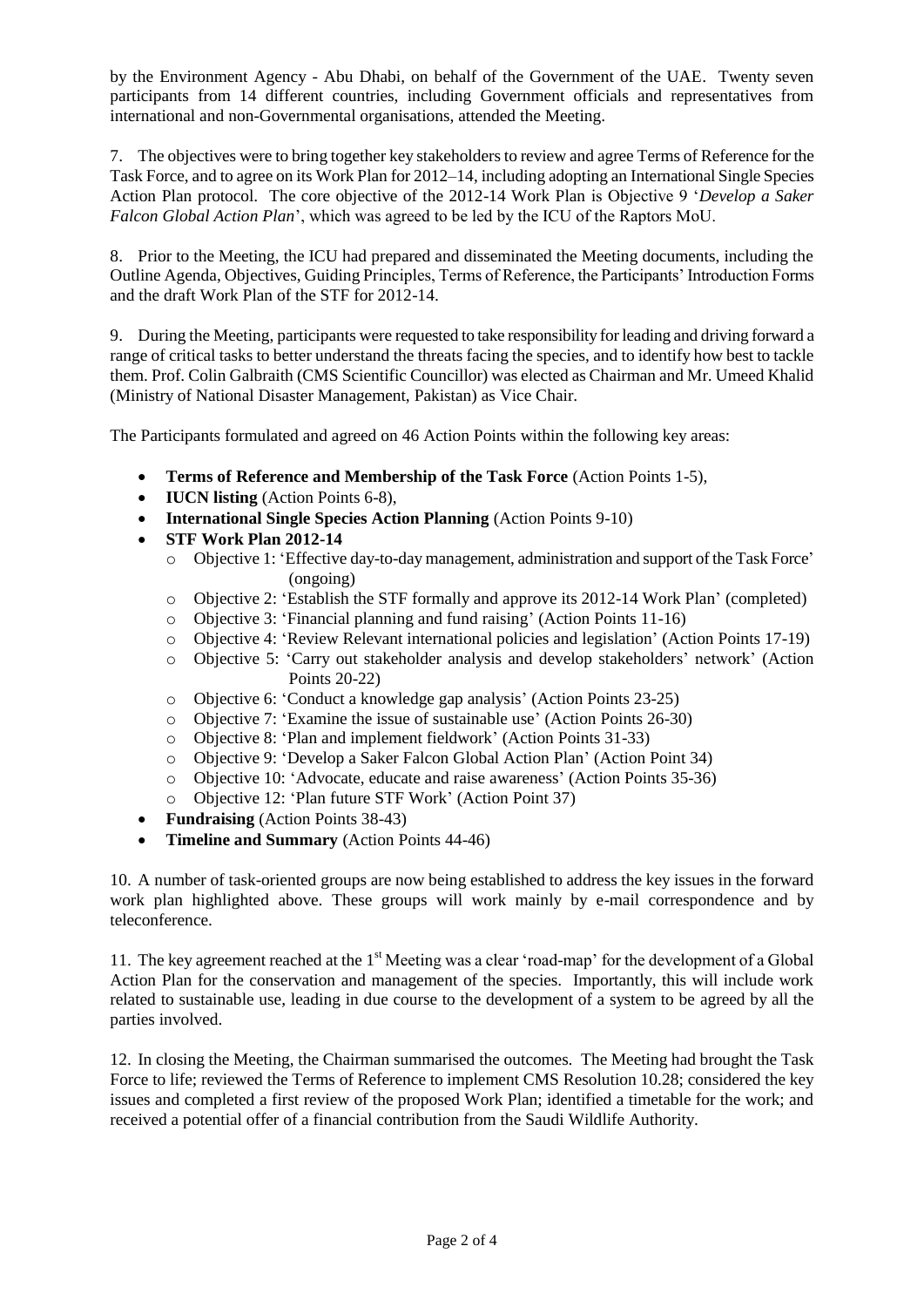by the Environment Agency - Abu Dhabi, on behalf of the Government of the UAE. Twenty seven participants from 14 different countries, including Government officials and representatives from international and non-Governmental organisations, attended the Meeting.

7. The objectives were to bring together key stakeholders to review and agree Terms of Reference for the Task Force, and to agree on its Work Plan for 2012–14, including adopting an International Single Species Action Plan protocol. The core objective of the 2012-14 Work Plan is Objective 9 '*Develop a Saker Falcon Global Action Plan*', which was agreed to be led by the ICU of the Raptors MoU.

8. Prior to the Meeting, the ICU had prepared and disseminated the Meeting documents, including the Outline Agenda, Objectives, Guiding Principles, Terms of Reference, the Participants' Introduction Forms and the draft Work Plan of the STF for 2012-14.

9. During the Meeting, participants were requested to take responsibility for leading and driving forward a range of critical tasks to better understand the threats facing the species, and to identify how best to tackle them. Prof. Colin Galbraith (CMS Scientific Councillor) was elected as Chairman and Mr. Umeed Khalid (Ministry of National Disaster Management, Pakistan) as Vice Chair.

The Participants formulated and agreed on 46 Action Points within the following key areas:

- **Terms of Reference and Membership of the Task Force** (Action Points 1-5),
- **IUCN listing** (Action Points 6-8),
- **International Single Species Action Planning** (Action Points 9-10)
- **STF Work Plan 2012-14**
  - Objective 1: 'Effective day-to-day management, administration and support of the Task Force' (ongoing)
  - Objective 2: 'Establish the STF formally and approve its 2012-14 Work Plan' (completed)
  - Objective 3: 'Financial planning and fund raising' (Action Points 11-16)
  - Objective 4: 'Review Relevant international policies and legislation' (Action Points 17-19)
  - Objective 5: 'Carry out stakeholder analysis and develop stakeholders' network' (Action Points 20-22)
  - Objective 6: 'Conduct a knowledge gap analysis' (Action Points 23-25)
  - Objective 7: 'Examine the issue of sustainable use' (Action Points 26-30)
  - Objective 8: 'Plan and implement fieldwork' (Action Points 31-33)
  - Objective 9: 'Develop a Saker Falcon Global Action Plan' (Action Point 34)
  - Objective 10: 'Advocate, educate and raise awareness' (Action Points 35-36)
  - Objective 12: 'Plan future STF Work' (Action Point 37)
- **Fundraising** (Action Points 38-43)
- **Timeline and Summary** (Action Points 44-46)

10. A number of task-oriented groups are now being established to address the key issues in the forward work plan highlighted above. These groups will work mainly by e-mail correspondence and by teleconference.

11. The key agreement reached at the 1st Meeting was a clear 'road-map' for the development of a Global Action Plan for the conservation and management of the species. Importantly, this will include work related to sustainable use, leading in due course to the development of a system to be agreed by all the parties involved.

12. In closing the Meeting, the Chairman summarised the outcomes. The Meeting had brought the Task Force to life; reviewed the Terms of Reference to implement CMS Resolution 10.28; considered the key issues and completed a first review of the proposed Work Plan; identified a timetable for the work; and received a potential offer of a financial contribution from the Saudi Wildlife Authority.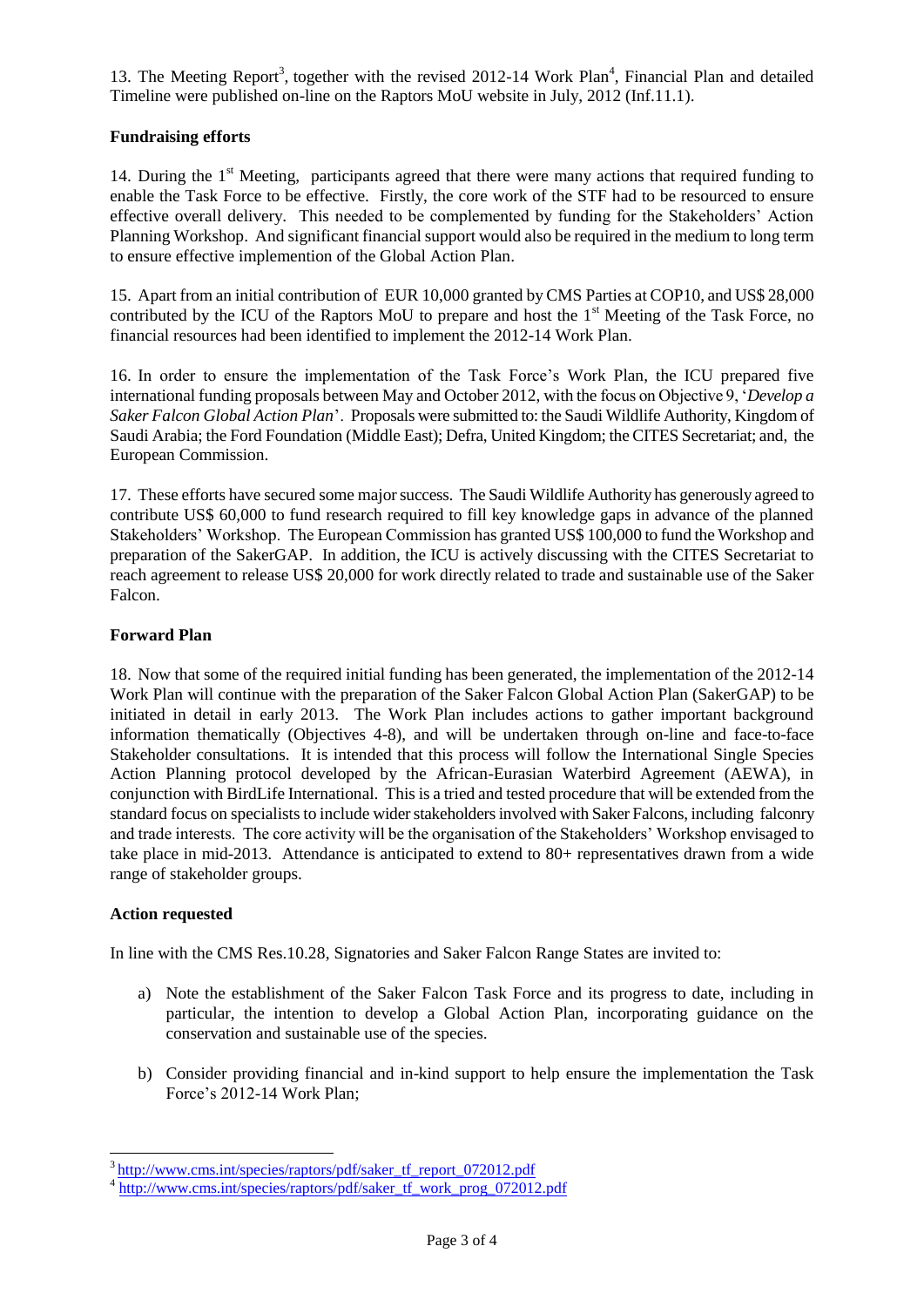13. The Meeting Report[3], together with the revised 2012-14 Work Plan[4], Financial Plan and detailed Timeline were published on-line on the Raptors MoU website in July, 2012 (Inf.11.1).

**Fundraising efforts**

14. During the 1st Meeting, participants agreed that there were many actions that required funding to enable the Task Force to be effective. Firstly, the core work of the STF had to be resourced to ensure effective overall delivery. This needed to be complemented by funding for the Stakeholders' Action Planning Workshop. And significant financial support would also be required in the medium to long term to ensure effective implemention of the Global Action Plan.

15. Apart from an initial contribution of EUR 10,000 granted by CMS Parties at COP10, and US$ 28,000 contributed by the ICU of the Raptors MoU to prepare and host the 1st Meeting of the Task Force, no financial resources had been identified to implement the 2012-14 Work Plan.

16. In order to ensure the implementation of the Task Force's Work Plan, the ICU prepared five international funding proposals between May and October 2012, with the focus on Objective 9, '*Develop a Saker Falcon Global Action Plan*'. Proposals were submitted to: the Saudi Wildlife Authority, Kingdom of Saudi Arabia; the Ford Foundation (Middle East); Defra, United Kingdom; the CITES Secretariat; and, the European Commission.

17. These efforts have secured some major success. The Saudi Wildlife Authority has generously agreed to contribute US$ 60,000 to fund research required to fill key knowledge gaps in advance of the planned Stakeholders' Workshop. The European Commission has granted US$ 100,000 to fund the Workshop and preparation of the SakerGAP. In addition, the ICU is actively discussing with the CITES Secretariat to reach agreement to release US$ 20,000 for work directly related to trade and sustainable use of the Saker Falcon.

**Forward Plan**

18. Now that some of the required initial funding has been generated, the implementation of the 2012-14 Work Plan will continue with the preparation of the Saker Falcon Global Action Plan (SakerGAP) to be initiated in detail in early 2013. The Work Plan includes actions to gather important background information thematically (Objectives 4-8), and will be undertaken through on-line and face-to-face Stakeholder consultations. It is intended that this process will follow the International Single Species Action Planning protocol developed by the African-Eurasian Waterbird Agreement (AEWA), in conjunction with BirdLife International. This is a tried and tested procedure that will be extended from the standard focus on specialists to include wider stakeholders involved with Saker Falcons, including falconry and trade interests. The core activity will be the organisation of the Stakeholders' Workshop envisaged to take place in mid-2013. Attendance is anticipated to extend to 80+ representatives drawn from a wide range of stakeholder groups.

**Action requested**

In line with the CMS Res.10.28, Signatories and Saker Falcon Range States are invited to:

a) Note the establishment of the Saker Falcon Task Force and its progress to date, including in particular, the intention to develop a Global Action Plan, incorporating guidance on the conservation and sustainable use of the species.

b) Consider providing financial and in-kind support to help ensure the implementation the Task Force's 2012-14 Work Plan;

---

[3] http://www.cms.int/species/raptors/pdf/saker_tf_report_072012.pdf

[4] http://www.cms.int/species/raptors/pdf/saker_tf_work_prog_072012.pdf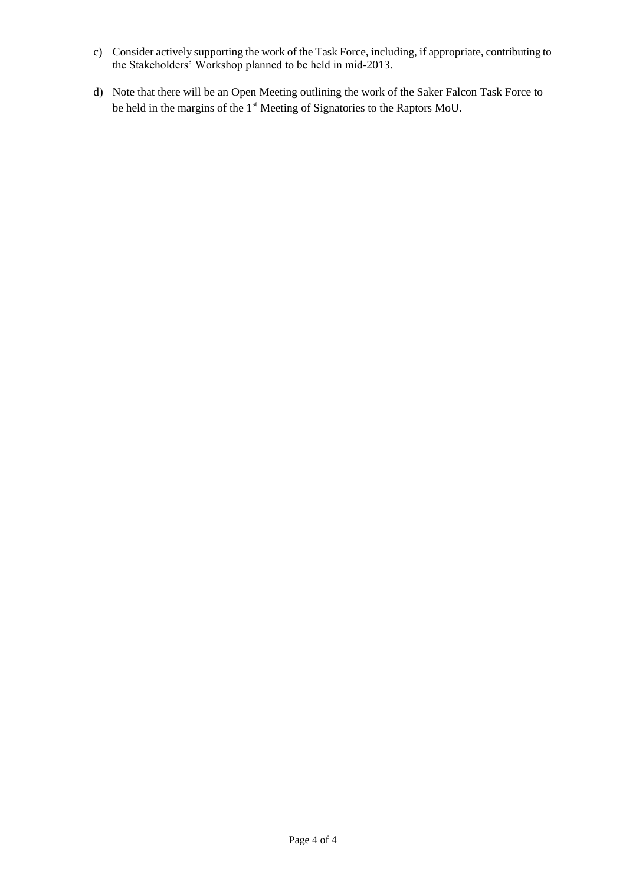c) Consider actively supporting the work of the Task Force, including, if appropriate, contributing to the Stakeholders' Workshop planned to be held in mid-2013.

d) Note that there will be an Open Meeting outlining the work of the Saker Falcon Task Force to be held in the margins of the 1st Meeting of Signatories to the Raptors MoU.